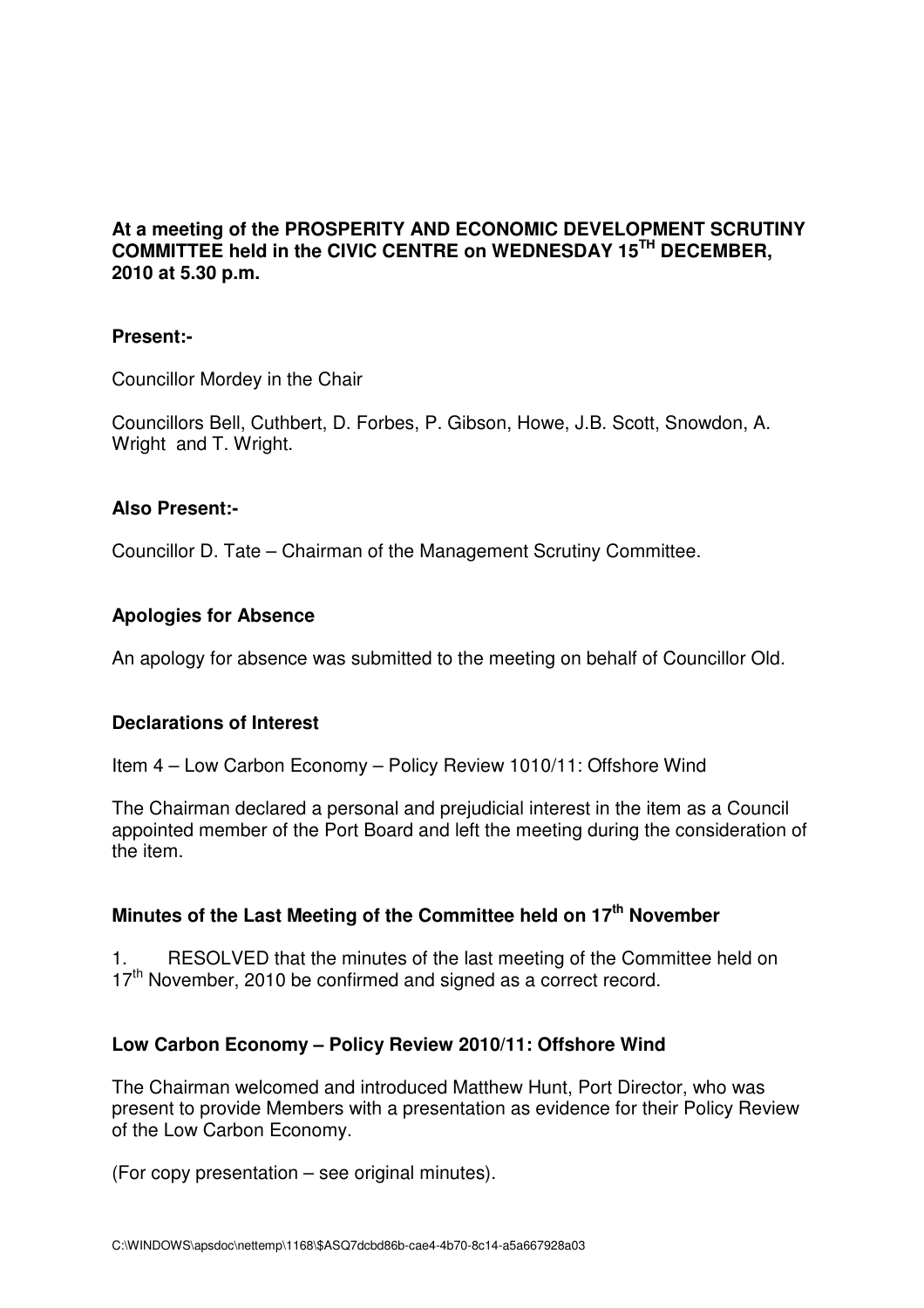**At a meeting of the PROSPERITY AND ECONOMIC DEVELOPMENT SCRUTINY COMMITTEE held in the CIVIC CENTRE on WEDNESDAY 15TH DECEMBER, 2010 at 5.30 p.m.**

## Present:-

Councillor Mordey in the Chair

Councillors Bell, Cuthbert, D. Forbes, P. Gibson, Howe, J.B. Scott, Snowdon, A. Wright and T. Wright.

## Also Present:-

Councillor D. Tate – Chairman of the Management Scrutiny Committee.

## Apologies for Absence

An apology for absence was submitted to the meeting on behalf of Councillor Old.

## Declarations of Interest

Item 4 – Low Carbon Economy – Policy Review 1010/11: Offshore Wind

The Chairman declared a personal and prejudicial interest in the item as a Council appointed member of the Port Board and left the meeting during the consideration of the item.

## Minutes of the Last Meeting of the Committee held on 17th November

1. RESOLVED that the minutes of the last meeting of the Committee held on 17th November, 2010 be confirmed and signed as a correct record.

## Low Carbon Economy – Policy Review 2010/11: Offshore Wind

The Chairman welcomed and introduced Matthew Hunt, Port Director, who was present to provide Members with a presentation as evidence for their Policy Review of the Low Carbon Economy.

(For copy presentation – see original minutes).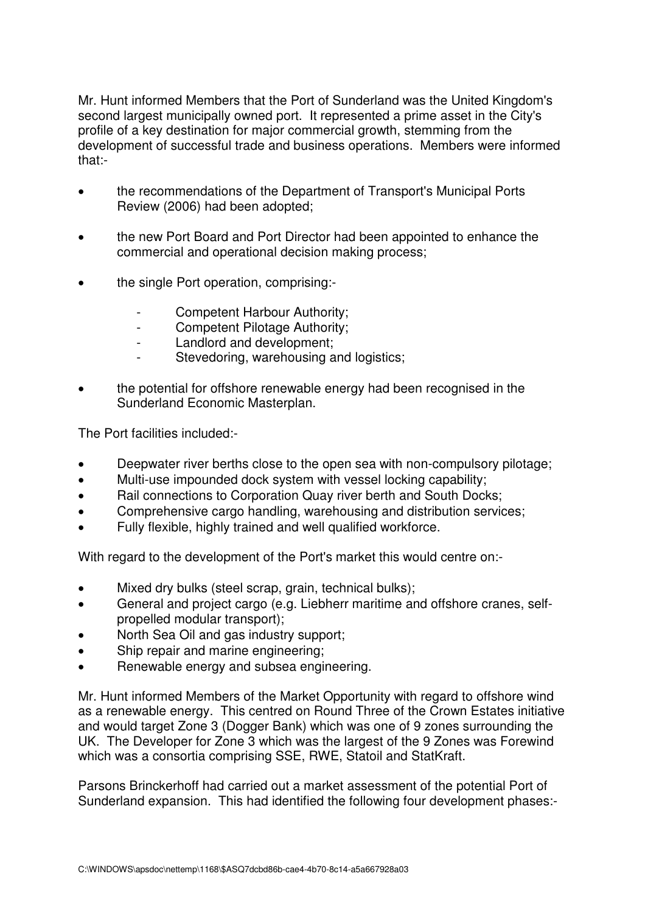Mr. Hunt informed Members that the Port of Sunderland was the United Kingdom's second largest municipally owned port. It represented a prime asset in the City's profile of a key destination for major commercial growth, stemming from the development of successful trade and business operations. Members were informed that:-

- the recommendations of the Department of Transport's Municipal Ports Review (2006) had been adopted;
- the new Port Board and Port Director had been appointed to enhance the commercial and operational decision making process;
- the single Port operation, comprising:-
    - Competent Harbour Authority;
    - Competent Pilotage Authority;
    - Landlord and development;
    - Stevedoring, warehousing and logistics;
- the potential for offshore renewable energy had been recognised in the Sunderland Economic Masterplan.

The Port facilities included:-

- Deepwater river berths close to the open sea with non-compulsory pilotage;
- Multi-use impounded dock system with vessel locking capability;
- Rail connections to Corporation Quay river berth and South Docks;
- Comprehensive cargo handling, warehousing and distribution services;
- Fully flexible, highly trained and well qualified workforce.

With regard to the development of the Port's market this would centre on:-

- Mixed dry bulks (steel scrap, grain, technical bulks);
- General and project cargo (e.g. Liebherr maritime and offshore cranes, self-propelled modular transport);
- North Sea Oil and gas industry support;
- Ship repair and marine engineering;
- Renewable energy and subsea engineering.

Mr. Hunt informed Members of the Market Opportunity with regard to offshore wind as a renewable energy. This centred on Round Three of the Crown Estates initiative and would target Zone 3 (Dogger Bank) which was one of 9 zones surrounding the UK. The Developer for Zone 3 which was the largest of the 9 Zones was Forewind which was a consortia comprising SSE, RWE, Statoil and StatKraft.

Parsons Brinckerhoff had carried out a market assessment of the potential Port of Sunderland expansion. This had identified the following four development phases:-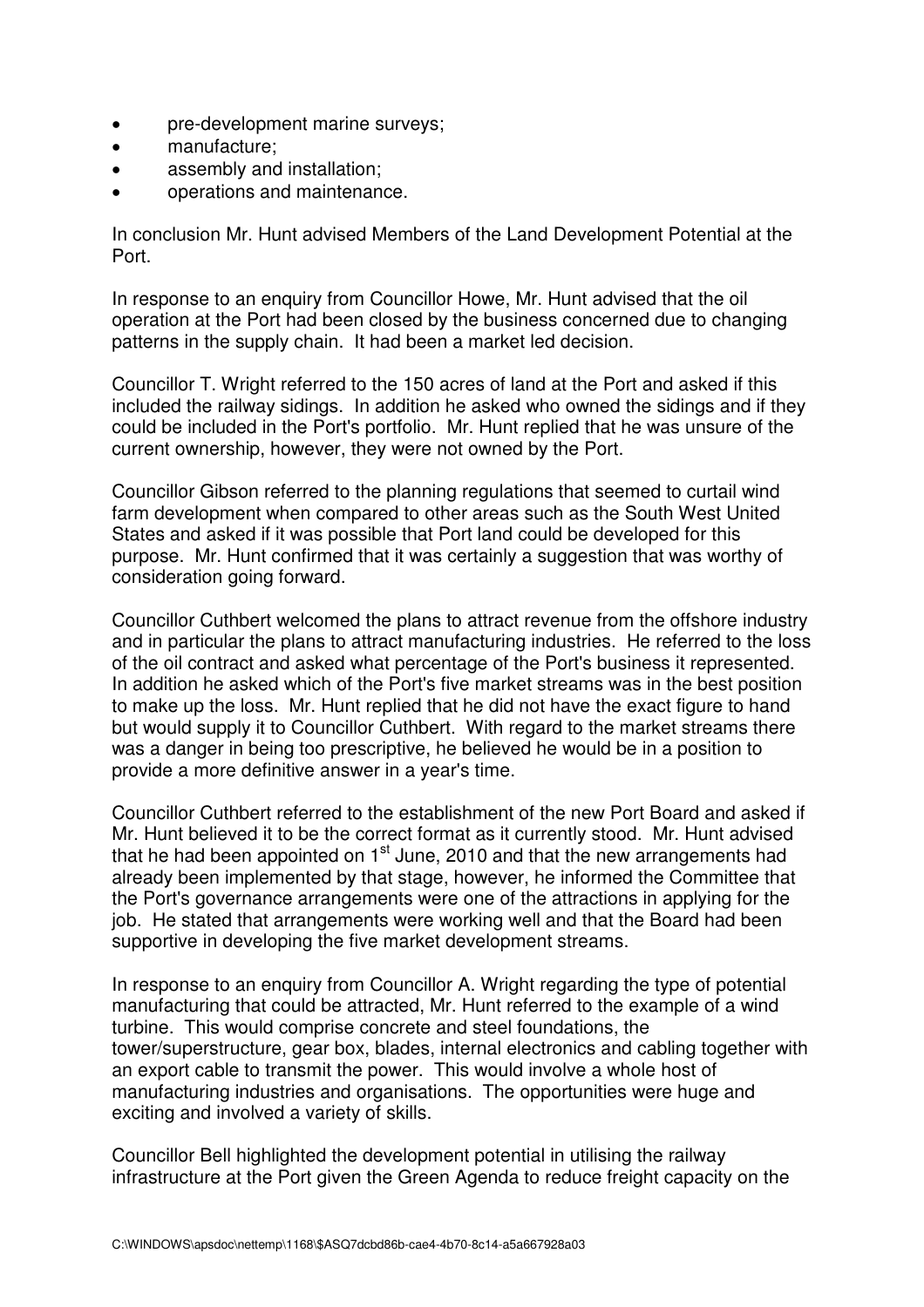- pre-development marine surveys;
- manufacture;
- assembly and installation;
- operations and maintenance.

In conclusion Mr. Hunt advised Members of the Land Development Potential at the Port.

In response to an enquiry from Councillor Howe, Mr. Hunt advised that the oil operation at the Port had been closed by the business concerned due to changing patterns in the supply chain. It had been a market led decision.

Councillor T. Wright referred to the 150 acres of land at the Port and asked if this included the railway sidings. In addition he asked who owned the sidings and if they could be included in the Port's portfolio. Mr. Hunt replied that he was unsure of the current ownership, however, they were not owned by the Port.

Councillor Gibson referred to the planning regulations that seemed to curtail wind farm development when compared to other areas such as the South West United States and asked if it was possible that Port land could be developed for this purpose. Mr. Hunt confirmed that it was certainly a suggestion that was worthy of consideration going forward.

Councillor Cuthbert welcomed the plans to attract revenue from the offshore industry and in particular the plans to attract manufacturing industries. He referred to the loss of the oil contract and asked what percentage of the Port's business it represented. In addition he asked which of the Port's five market streams was in the best position to make up the loss. Mr. Hunt replied that he did not have the exact figure to hand but would supply it to Councillor Cuthbert. With regard to the market streams there was a danger in being too prescriptive, he believed he would be in a position to provide a more definitive answer in a year's time.

Councillor Cuthbert referred to the establishment of the new Port Board and asked if Mr. Hunt believed it to be the correct format as it currently stood. Mr. Hunt advised that he had been appointed on 1st June, 2010 and that the new arrangements had already been implemented by that stage, however, he informed the Committee that the Port's governance arrangements were one of the attractions in applying for the job. He stated that arrangements were working well and that the Board had been supportive in developing the five market development streams.

In response to an enquiry from Councillor A. Wright regarding the type of potential manufacturing that could be attracted, Mr. Hunt referred to the example of a wind turbine. This would comprise concrete and steel foundations, the tower/superstructure, gear box, blades, internal electronics and cabling together with an export cable to transmit the power. This would involve a whole host of manufacturing industries and organisations. The opportunities were huge and exciting and involved a variety of skills.

Councillor Bell highlighted the development potential in utilising the railway infrastructure at the Port given the Green Agenda to reduce freight capacity on the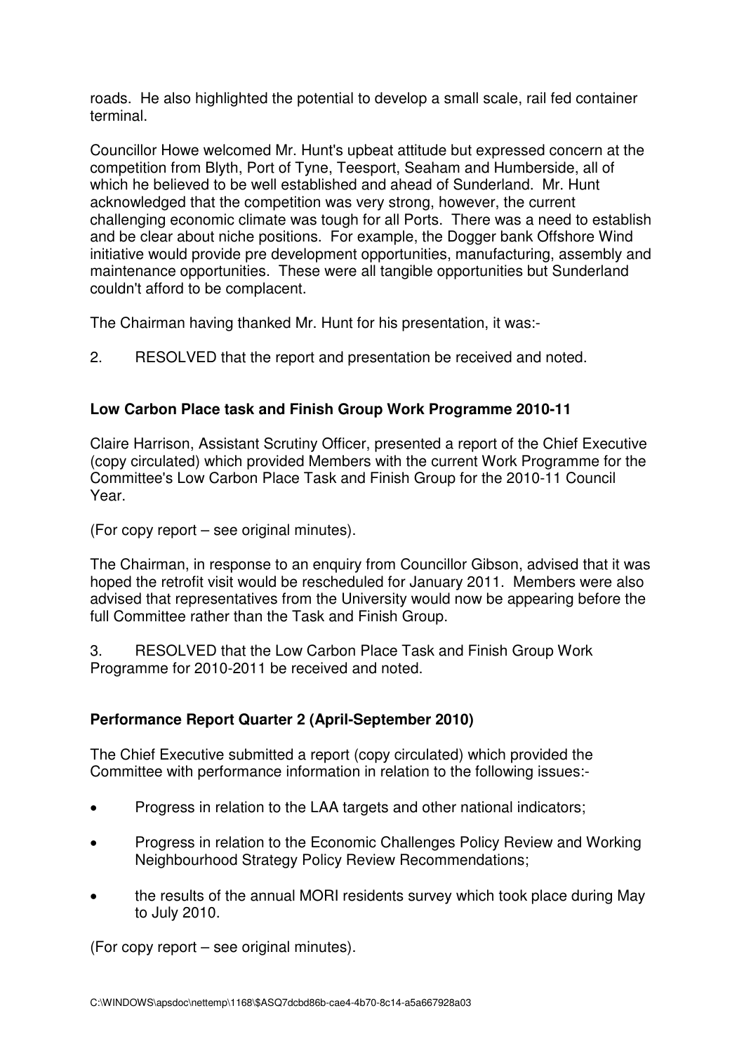roads. He also highlighted the potential to develop a small scale, rail fed container terminal.

Councillor Howe welcomed Mr. Hunt's upbeat attitude but expressed concern at the competition from Blyth, Port of Tyne, Teesport, Seaham and Humberside, all of which he believed to be well established and ahead of Sunderland. Mr. Hunt acknowledged that the competition was very strong, however, the current challenging economic climate was tough for all Ports. There was a need to establish and be clear about niche positions. For example, the Dogger bank Offshore Wind initiative would provide pre development opportunities, manufacturing, assembly and maintenance opportunities. These were all tangible opportunities but Sunderland couldn't afford to be complacent.

The Chairman having thanked Mr. Hunt for his presentation, it was:-

2. RESOLVED that the report and presentation be received and noted.

**Low Carbon Place task and Finish Group Work Programme 2010-11**

Claire Harrison, Assistant Scrutiny Officer, presented a report of the Chief Executive (copy circulated) which provided Members with the current Work Programme for the Committee's Low Carbon Place Task and Finish Group for the 2010-11 Council Year.

(For copy report – see original minutes).

The Chairman, in response to an enquiry from Councillor Gibson, advised that it was hoped the retrofit visit would be rescheduled for January 2011. Members were also advised that representatives from the University would now be appearing before the full Committee rather than the Task and Finish Group.

3. RESOLVED that the Low Carbon Place Task and Finish Group Work Programme for 2010-2011 be received and noted.

**Performance Report Quarter 2 (April-September 2010)**

The Chief Executive submitted a report (copy circulated) which provided the Committee with performance information in relation to the following issues:-

- Progress in relation to the LAA targets and other national indicators;
- Progress in relation to the Economic Challenges Policy Review and Working Neighbourhood Strategy Policy Review Recommendations;
- the results of the annual MORI residents survey which took place during May to July 2010.

(For copy report – see original minutes).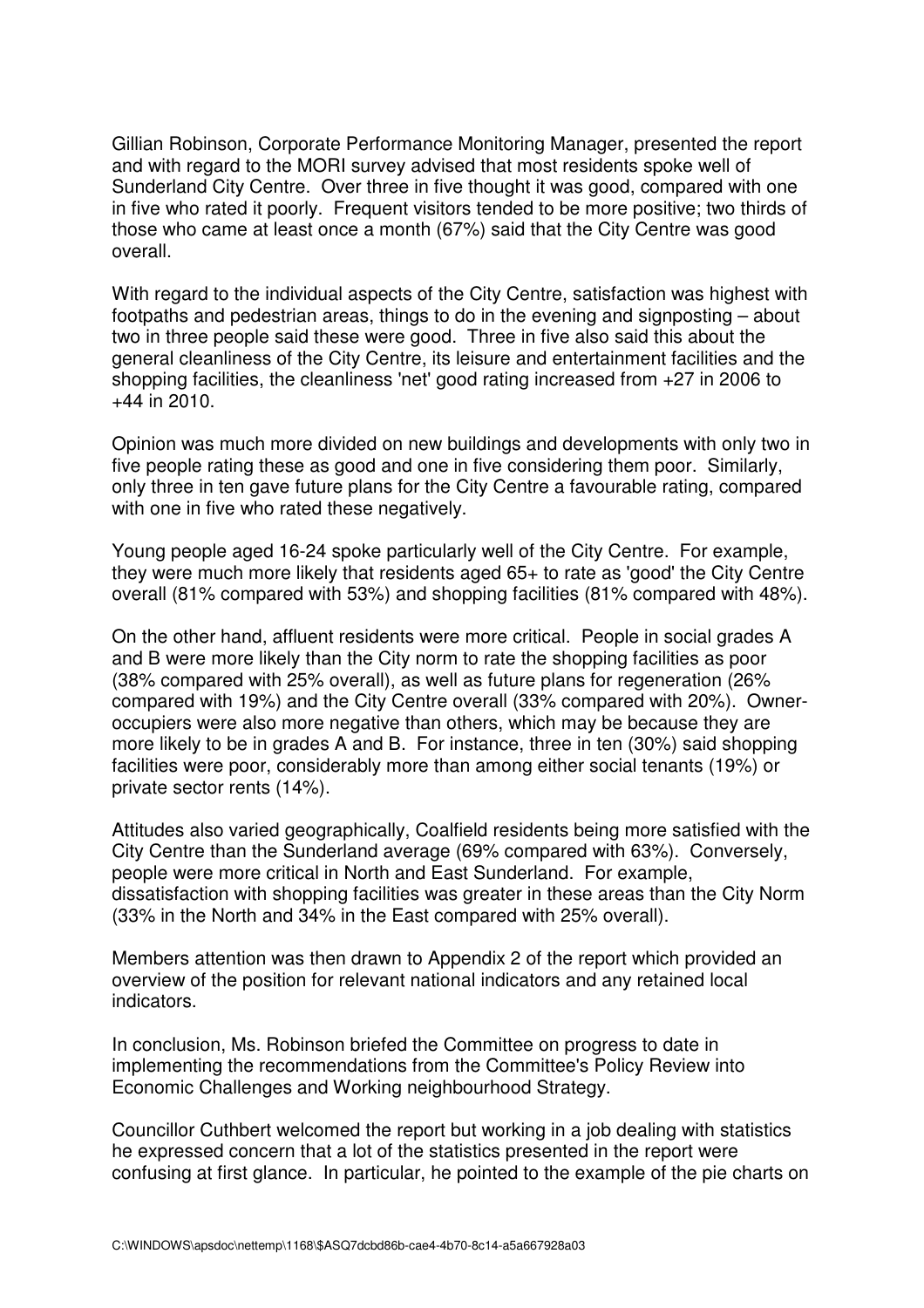Gillian Robinson, Corporate Performance Monitoring Manager, presented the report and with regard to the MORI survey advised that most residents spoke well of Sunderland City Centre. Over three in five thought it was good, compared with one in five who rated it poorly. Frequent visitors tended to be more positive; two thirds of those who came at least once a month (67%) said that the City Centre was good overall.

With regard to the individual aspects of the City Centre, satisfaction was highest with footpaths and pedestrian areas, things to do in the evening and signposting – about two in three people said these were good. Three in five also said this about the general cleanliness of the City Centre, its leisure and entertainment facilities and the shopping facilities, the cleanliness 'net' good rating increased from +27 in 2006 to +44 in 2010.

Opinion was much more divided on new buildings and developments with only two in five people rating these as good and one in five considering them poor. Similarly, only three in ten gave future plans for the City Centre a favourable rating, compared with one in five who rated these negatively.

Young people aged 16-24 spoke particularly well of the City Centre. For example, they were much more likely that residents aged 65+ to rate as 'good' the City Centre overall (81% compared with 53%) and shopping facilities (81% compared with 48%).

On the other hand, affluent residents were more critical. People in social grades A and B were more likely than the City norm to rate the shopping facilities as poor (38% compared with 25% overall), as well as future plans for regeneration (26% compared with 19%) and the City Centre overall (33% compared with 20%). Owner-occupiers were also more negative than others, which may be because they are more likely to be in grades A and B. For instance, three in ten (30%) said shopping facilities were poor, considerably more than among either social tenants (19%) or private sector rents (14%).

Attitudes also varied geographically, Coalfield residents being more satisfied with the City Centre than the Sunderland average (69% compared with 63%). Conversely, people were more critical in North and East Sunderland. For example, dissatisfaction with shopping facilities was greater in these areas than the City Norm (33% in the North and 34% in the East compared with 25% overall).

Members attention was then drawn to Appendix 2 of the report which provided an overview of the position for relevant national indicators and any retained local indicators.

In conclusion, Ms. Robinson briefed the Committee on progress to date in implementing the recommendations from the Committee's Policy Review into Economic Challenges and Working neighbourhood Strategy.

Councillor Cuthbert welcomed the report but working in a job dealing with statistics he expressed concern that a lot of the statistics presented in the report were confusing at first glance. In particular, he pointed to the example of the pie charts on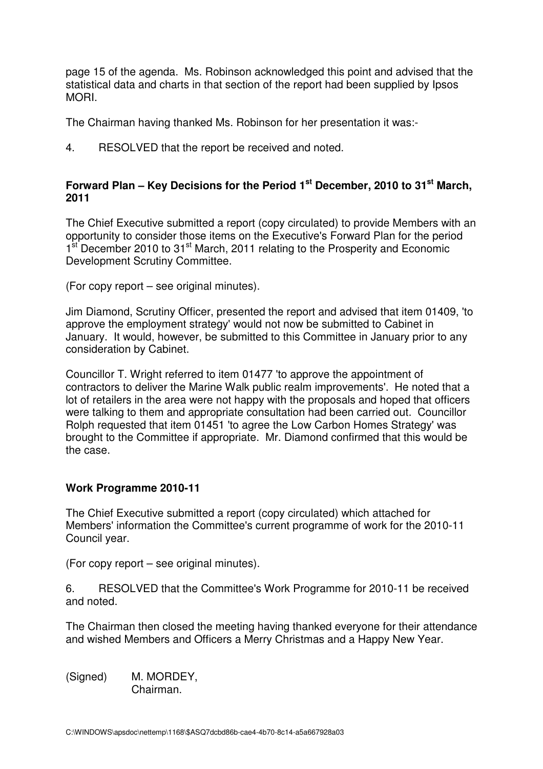page 15 of the agenda. Ms. Robinson acknowledged this point and advised that the statistical data and charts in that section of the report had been supplied by Ipsos MORI.

The Chairman having thanked Ms. Robinson for her presentation it was:-

4. RESOLVED that the report be received and noted.

## Forward Plan – Key Decisions for the Period 1st December, 2010 to 31st March, 2011

The Chief Executive submitted a report (copy circulated) to provide Members with an opportunity to consider those items on the Executive's Forward Plan for the period 1st December 2010 to 31st March, 2011 relating to the Prosperity and Economic Development Scrutiny Committee.

(For copy report – see original minutes).

Jim Diamond, Scrutiny Officer, presented the report and advised that item 01409, 'to approve the employment strategy' would not now be submitted to Cabinet in January. It would, however, be submitted to this Committee in January prior to any consideration by Cabinet.

Councillor T. Wright referred to item 01477 'to approve the appointment of contractors to deliver the Marine Walk public realm improvements'. He noted that a lot of retailers in the area were not happy with the proposals and hoped that officers were talking to them and appropriate consultation had been carried out. Councillor Rolph requested that item 01451 'to agree the Low Carbon Homes Strategy' was brought to the Committee if appropriate. Mr. Diamond confirmed that this would be the case.

## Work Programme 2010-11

The Chief Executive submitted a report (copy circulated) which attached for Members' information the Committee's current programme of work for the 2010-11 Council year.

(For copy report – see original minutes).

6. RESOLVED that the Committee's Work Programme for 2010-11 be received and noted.

The Chairman then closed the meeting having thanked everyone for their attendance and wished Members and Officers a Merry Christmas and a Happy New Year.

(Signed) M. MORDEY,
Chairman.

C:\WINDOWS\apsdoc\nettemp\1168\$ASQ7dcbd86b-cae4-4b70-8c14-a5a667928a03